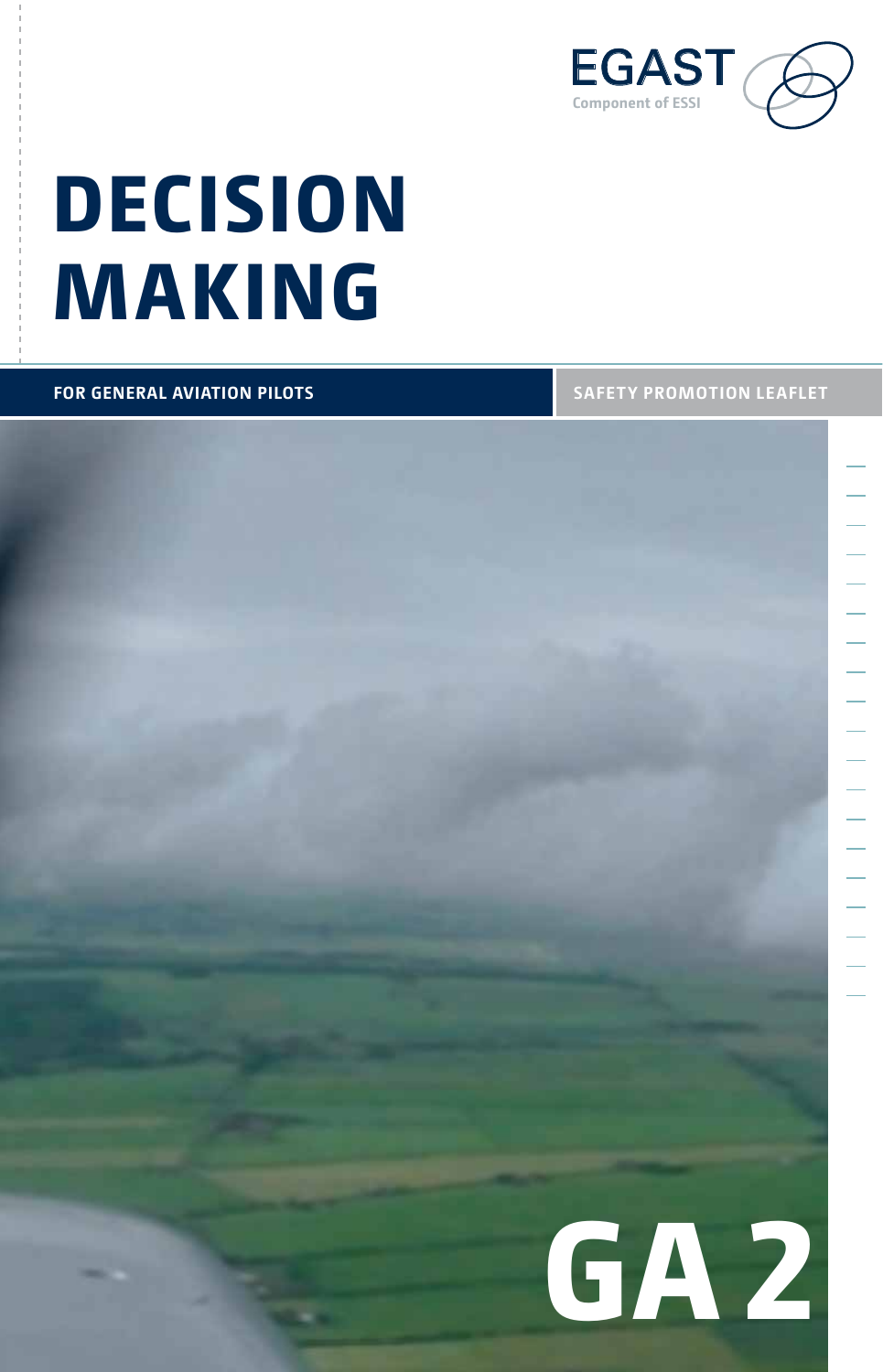EGAST

Component of ESSI

# DECISION MAKING

**FOR GENERAL AVIATION PILOTS**

**SAFETY PROMOTION LEAFLET**

**GA 2**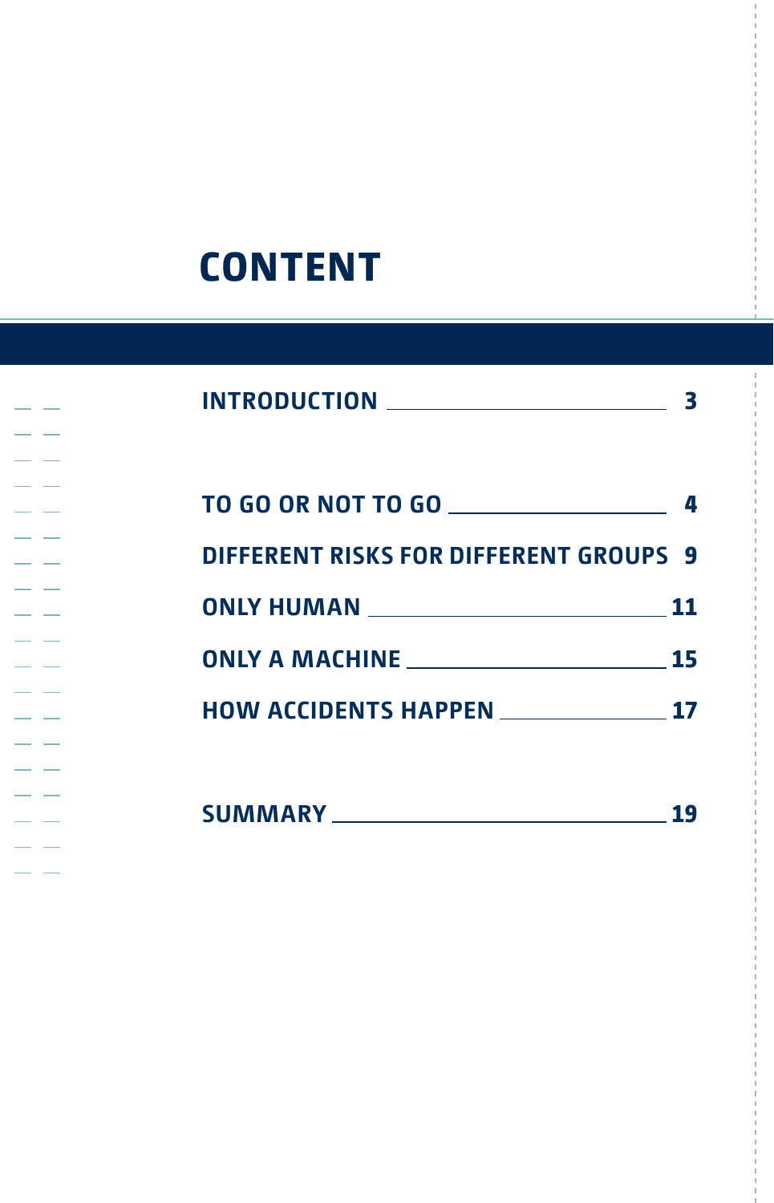# CONTENT

| | |
|---|---|
| INTRODUCTION | 3 |
| TO GO OR NOT TO GO | 4 |
| DIFFERENT RISKS FOR DIFFERENT GROUPS | 9 |
| ONLY HUMAN | 11 |
| ONLY A MACHINE | 15 |
| HOW ACCIDENTS HAPPEN | 17 |
| SUMMARY | 19 |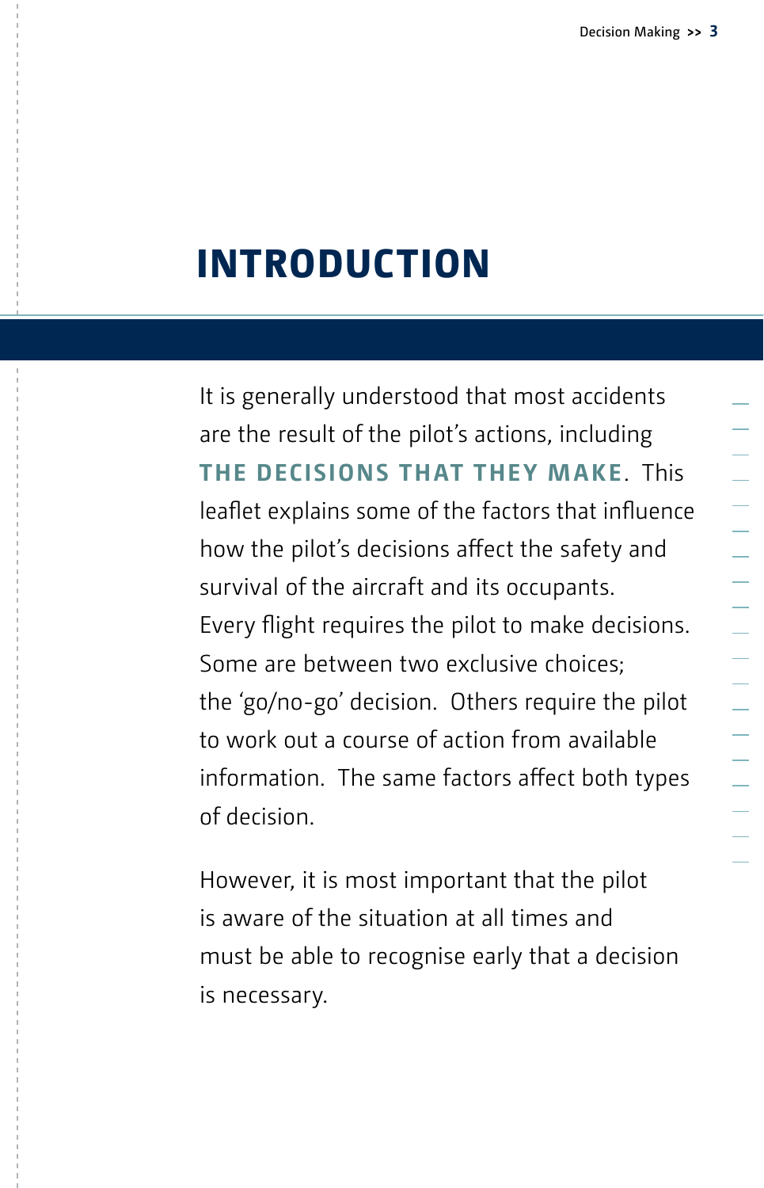# INTRODUCTION

It is generally understood that most accidents are the result of the pilot's actions, including **THE DECISIONS THAT THEY MAKE**. This leaflet explains some of the factors that influence how the pilot's decisions affect the safety and survival of the aircraft and its occupants. Every flight requires the pilot to make decisions. Some are between two exclusive choices; the 'go/no-go' decision. Others require the pilot to work out a course of action from available information. The same factors affect both types of decision.

However, it is most important that the pilot is aware of the situation at all times and must be able to recognise early that a decision is necessary.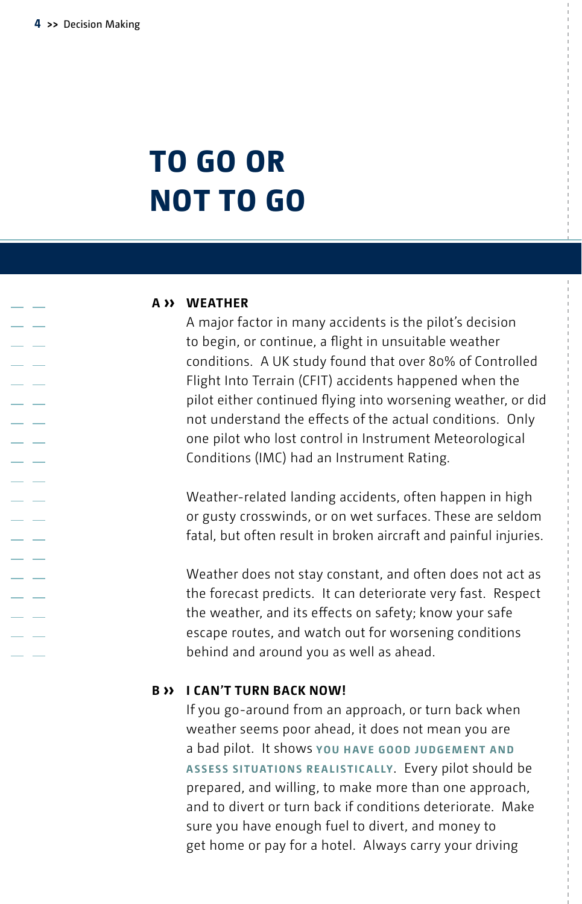# TO GO OR NOT TO GO

## A ›› WEATHER

A major factor in many accidents is the pilot's decision to begin, or continue, a flight in unsuitable weather conditions. A UK study found that over 80% of Controlled Flight Into Terrain (CFIT) accidents happened when the pilot either continued flying into worsening weather, or did not understand the effects of the actual conditions. Only one pilot who lost control in Instrument Meteorological Conditions (IMC) had an Instrument Rating.

Weather-related landing accidents, often happen in high or gusty crosswinds, or on wet surfaces. These are seldom fatal, but often result in broken aircraft and painful injuries.

Weather does not stay constant, and often does not act as the forecast predicts. It can deteriorate very fast. Respect the weather, and its effects on safety; know your safe escape routes, and watch out for worsening conditions behind and around you as well as ahead.

## B ›› I CAN'T TURN BACK NOW!

If you go-around from an approach, or turn back when weather seems poor ahead, it does not mean you are a bad pilot. It shows **YOU HAVE GOOD JUDGEMENT AND ASSESS SITUATIONS REALISTICALLY**. Every pilot should be prepared, and willing, to make more than one approach, and to divert or turn back if conditions deteriorate. Make sure you have enough fuel to divert, and money to get home or pay for a hotel. Always carry your driving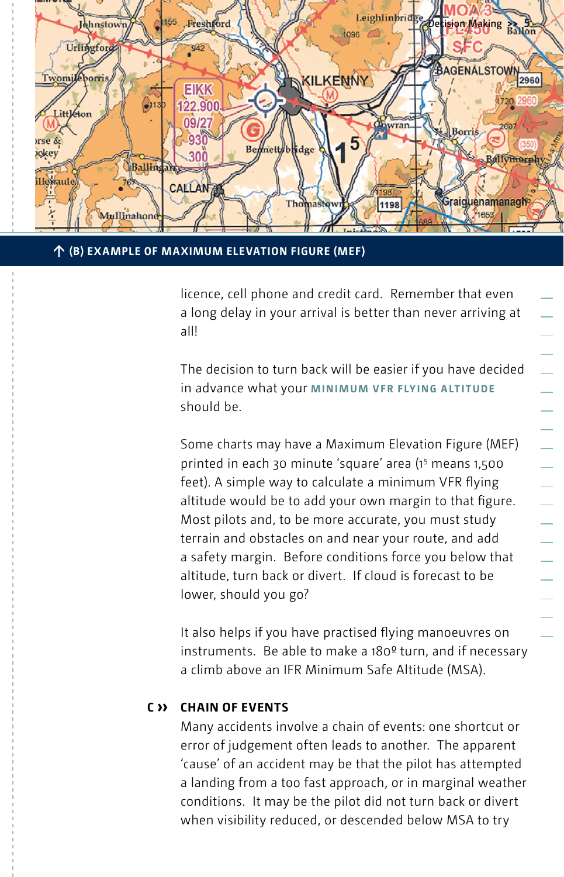↑ (B) EXAMPLE OF MAXIMUM ELEVATION FIGURE (MEF)

licence, cell phone and credit card. Remember that even a long delay in your arrival is better than never arriving at all!

The decision to turn back will be easier if you have decided in advance what your **MINIMUM VFR FLYING ALTITUDE** should be.

Some charts may have a Maximum Elevation Figure (MEF) printed in each 30 minute 'square' area ($1^5$ means 1,500 feet). A simple way to calculate a minimum VFR flying altitude would be to add your own margin to that figure. Most pilots and, to be more accurate, you must study terrain and obstacles on and near your route, and add a safety margin. Before conditions force you below that altitude, turn back or divert. If cloud is forecast to be lower, should you go?

It also helps if you have practised flying manoeuvres on instruments. Be able to make a 180º turn, and if necessary a climb above an IFR Minimum Safe Altitude (MSA).

## C ›› CHAIN OF EVENTS

Many accidents involve a chain of events: one shortcut or error of judgement often leads to another. The apparent 'cause' of an accident may be that the pilot has attempted a landing from a too fast approach, or in marginal weather conditions. It may be the pilot did not turn back or divert when visibility reduced, or descended below MSA to try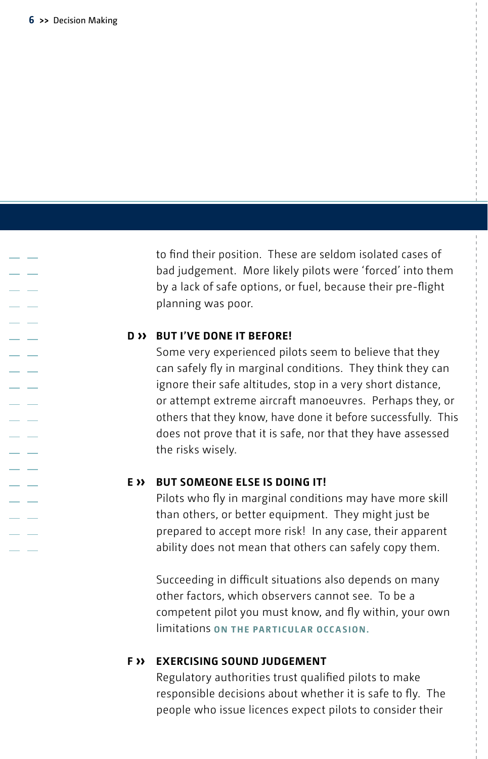to find their position. These are seldom isolated cases of bad judgement. More likely pilots were 'forced' into them by a lack of safe options, or fuel, because their pre-flight planning was poor.

### D ›› BUT I'VE DONE IT BEFORE!

Some very experienced pilots seem to believe that they can safely fly in marginal conditions. They think they can ignore their safe altitudes, stop in a very short distance, or attempt extreme aircraft manoeuvres. Perhaps they, or others that they know, have done it before successfully. This does not prove that it is safe, nor that they have assessed the risks wisely.

### E ›› BUT SOMEONE ELSE IS DOING IT!

Pilots who fly in marginal conditions may have more skill than others, or better equipment. They might just be prepared to accept more risk! In any case, their apparent ability does not mean that others can safely copy them.

Succeeding in difficult situations also depends on many other factors, which observers cannot see. To be a competent pilot you must know, and fly within, your own limitations **ON THE PARTICULAR OCCASION.**

### F ›› EXERCISING SOUND JUDGEMENT

Regulatory authorities trust qualified pilots to make responsible decisions about whether it is safe to fly. The people who issue licences expect pilots to consider their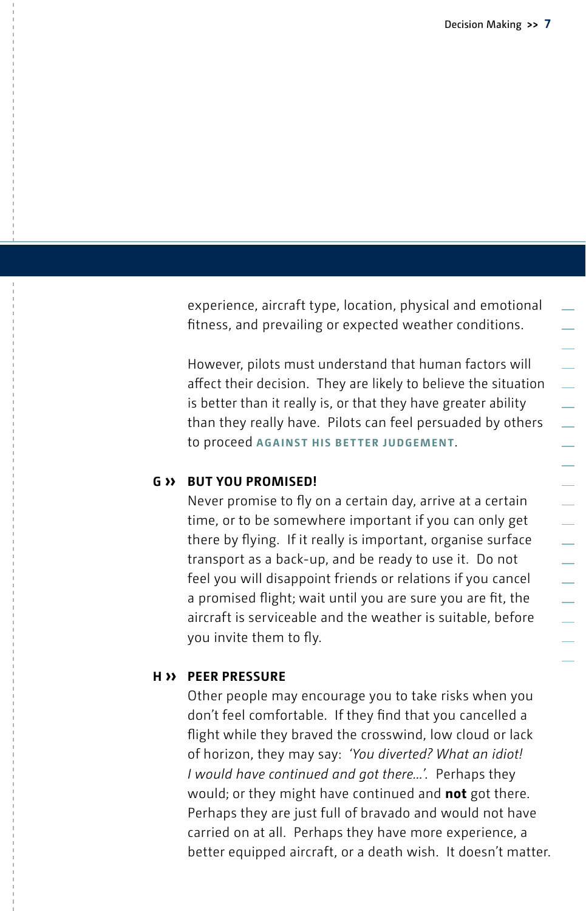experience, aircraft type, location, physical and emotional fitness, and prevailing or expected weather conditions.

However, pilots must understand that human factors will affect their decision. They are likely to believe the situation is better than it really is, or that they have greater ability than they really have. Pilots can feel persuaded by others to proceed **AGAINST HIS BETTER JUDGEMENT**.

### G ›› BUT YOU PROMISED!

Never promise to fly on a certain day, arrive at a certain time, or to be somewhere important if you can only get there by flying. If it really is important, organise surface transport as a back-up, and be ready to use it. Do not feel you will disappoint friends or relations if you cancel a promised flight; wait until you are sure you are fit, the aircraft is serviceable and the weather is suitable, before you invite them to fly.

### H ›› PEER PRESSURE

Other people may encourage you to take risks when you don't feel comfortable. If they find that you cancelled a flight while they braved the crosswind, low cloud or lack of horizon, they may say: *'You diverted? What an idiot! I would have continued and got there…'.* Perhaps they would; or they might have continued and **not** got there. Perhaps they are just full of bravado and would not have carried on at all. Perhaps they have more experience, a better equipped aircraft, or a death wish. It doesn't matter.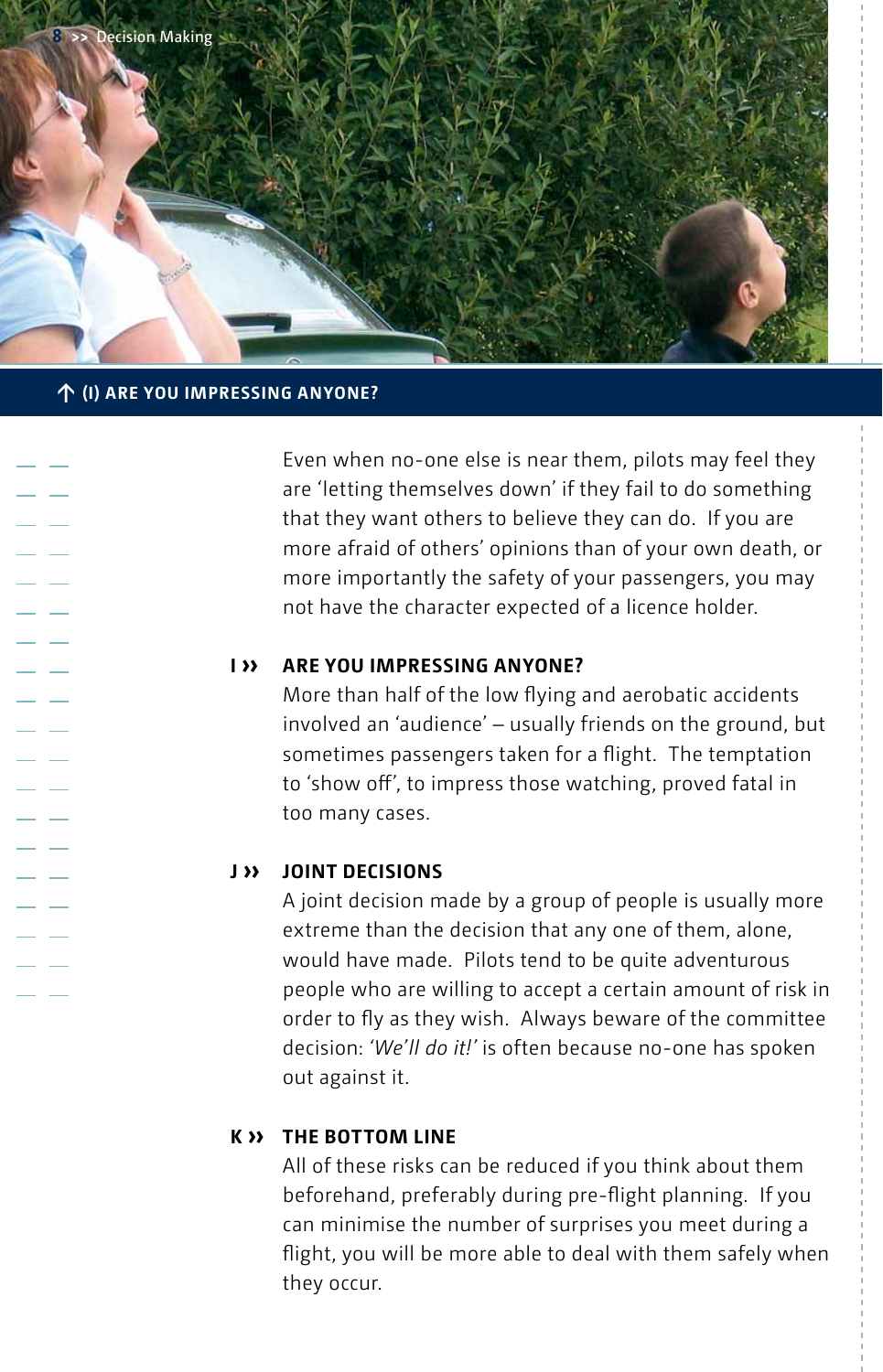## ↑ (I) ARE YOU IMPRESSING ANYONE?

Even when no-one else is near them, pilots may feel they are 'letting themselves down' if they fail to do something that they want others to believe they can do. If you are more afraid of others' opinions than of your own death, or more importantly the safety of your passengers, you may not have the character expected of a licence holder.

### I ›› ARE YOU IMPRESSING ANYONE?

More than half of the low flying and aerobatic accidents involved an 'audience' – usually friends on the ground, but sometimes passengers taken for a flight. The temptation to 'show off', to impress those watching, proved fatal in too many cases.

### J ›› JOINT DECISIONS

A joint decision made by a group of people is usually more extreme than the decision that any one of them, alone, would have made. Pilots tend to be quite adventurous people who are willing to accept a certain amount of risk in order to fly as they wish. Always beware of the committee decision: *'We'll do it!'* is often because no-one has spoken out against it.

### K ›› THE BOTTOM LINE

All of these risks can be reduced if you think about them beforehand, preferably during pre-flight planning. If you can minimise the number of surprises you meet during a flight, you will be more able to deal with them safely when they occur.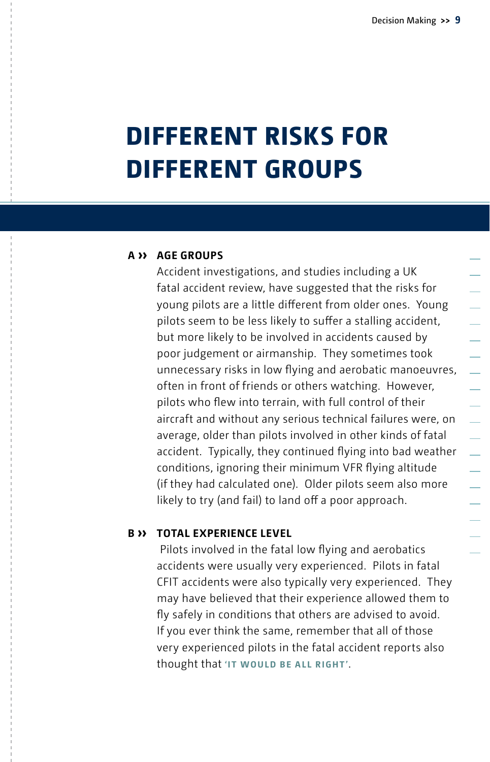# DIFFERENT RISKS FOR DIFFERENT GROUPS

## A ›› AGE GROUPS

Accident investigations, and studies including a UK fatal accident review, have suggested that the risks for young pilots are a little different from older ones. Young pilots seem to be less likely to suffer a stalling accident, but more likely to be involved in accidents caused by poor judgement or airmanship. They sometimes took unnecessary risks in low flying and aerobatic manoeuvres, often in front of friends or others watching. However, pilots who flew into terrain, with full control of their aircraft and without any serious technical failures were, on average, older than pilots involved in other kinds of fatal accident. Typically, they continued flying into bad weather conditions, ignoring their minimum VFR flying altitude (if they had calculated one). Older pilots seem also more likely to try (and fail) to land off a poor approach.

## B ›› TOTAL EXPERIENCE LEVEL

Pilots involved in the fatal low flying and aerobatics accidents were usually very experienced. Pilots in fatal CFIT accidents were also typically very experienced. They may have believed that their experience allowed them to fly safely in conditions that others are advised to avoid. If you ever think the same, remember that all of those very experienced pilots in the fatal accident reports also thought that **'IT WOULD BE ALL RIGHT'**.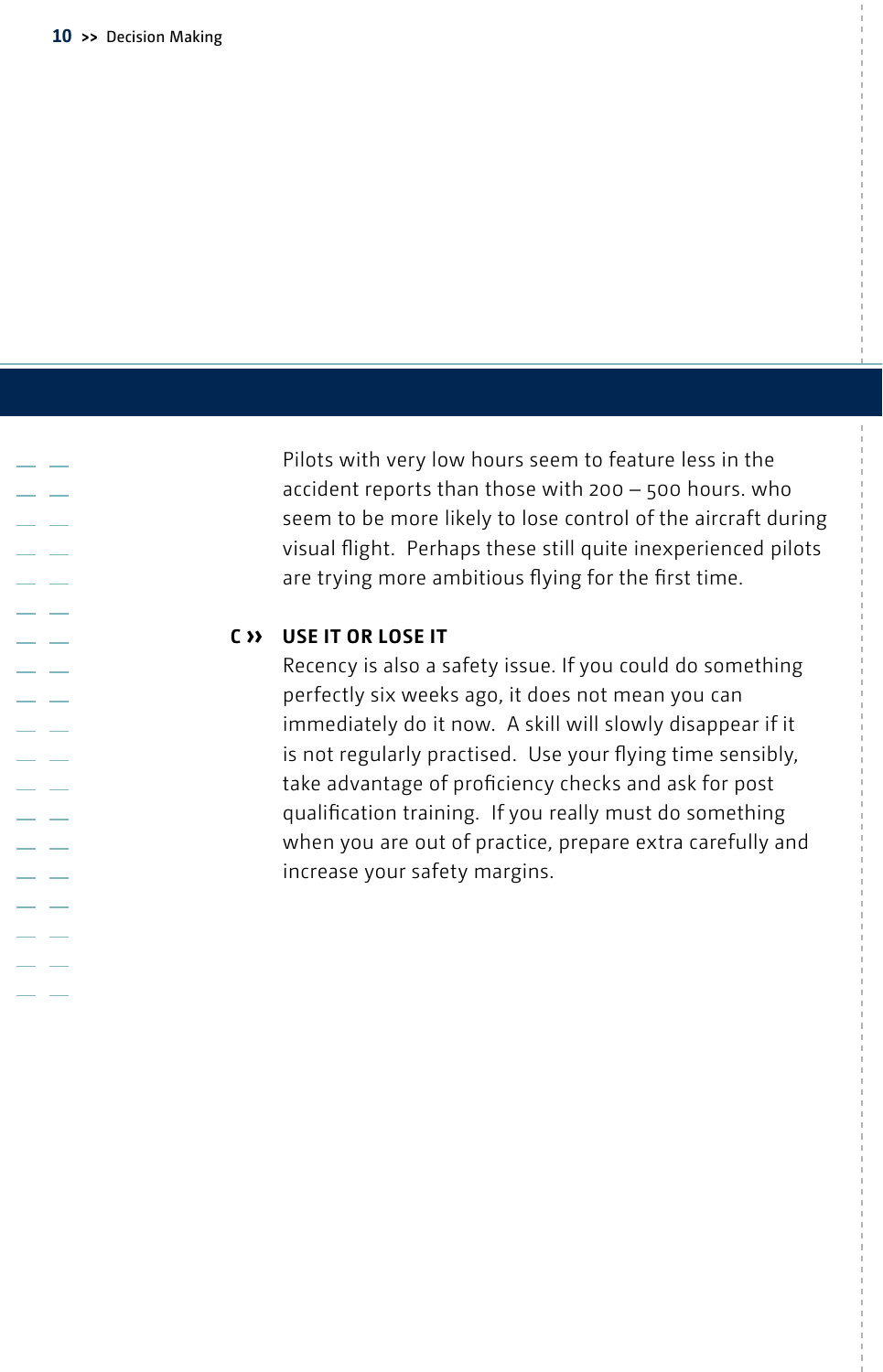Pilots with very low hours seem to feature less in the accident reports than those with 200 – 500 hours. who seem to be more likely to lose control of the aircraft during visual flight. Perhaps these still quite inexperienced pilots are trying more ambitious flying for the first time.

## C ›› USE IT OR LOSE IT

Recency is also a safety issue. If you could do something perfectly six weeks ago, it does not mean you can immediately do it now. A skill will slowly disappear if it is not regularly practised. Use your flying time sensibly, take advantage of proficiency checks and ask for post qualification training. If you really must do something when you are out of practice, prepare extra carefully and increase your safety margins.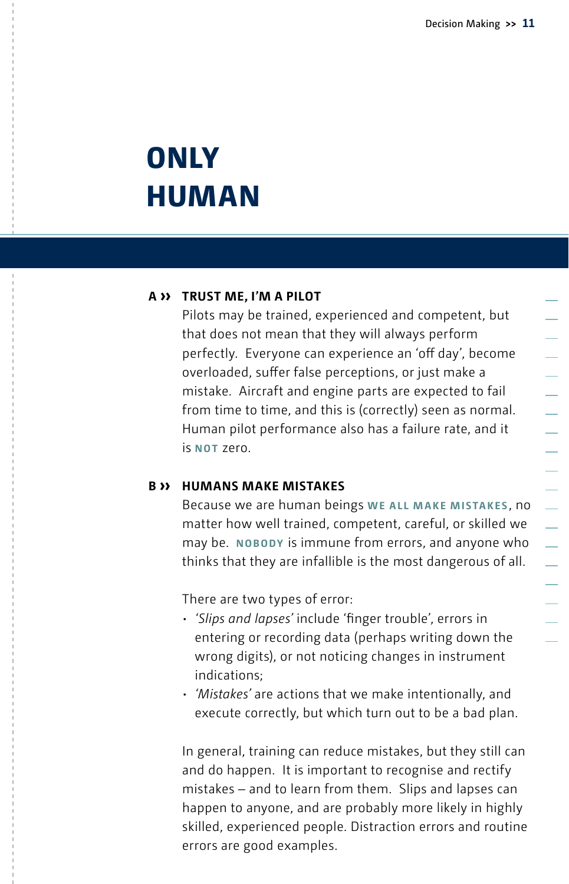# ONLY HUMAN

### A ›› TRUST ME, I'M A PILOT

Pilots may be trained, experienced and competent, but that does not mean that they will always perform perfectly. Everyone can experience an 'off day', become overloaded, suffer false perceptions, or just make a mistake. Aircraft and engine parts are expected to fail from time to time, and this is (correctly) seen as normal. Human pilot performance also has a failure rate, and it is **NOT** zero.

### B ›› HUMANS MAKE MISTAKES

Because we are human beings **WE ALL MAKE MISTAKES**, no matter how well trained, competent, careful, or skilled we may be. **NOBODY** is immune from errors, and anyone who thinks that they are infallible is the most dangerous of all.

There are two types of error:

- *'Slips and lapses'* include 'finger trouble', errors in entering or recording data (perhaps writing down the wrong digits), or not noticing changes in instrument indications;
- *'Mistakes'* are actions that we make intentionally, and execute correctly, but which turn out to be a bad plan.

In general, training can reduce mistakes, but they still can and do happen. It is important to recognise and rectify mistakes – and to learn from them. Slips and lapses can happen to anyone, and are probably more likely in highly skilled, experienced people. Distraction errors and routine errors are good examples.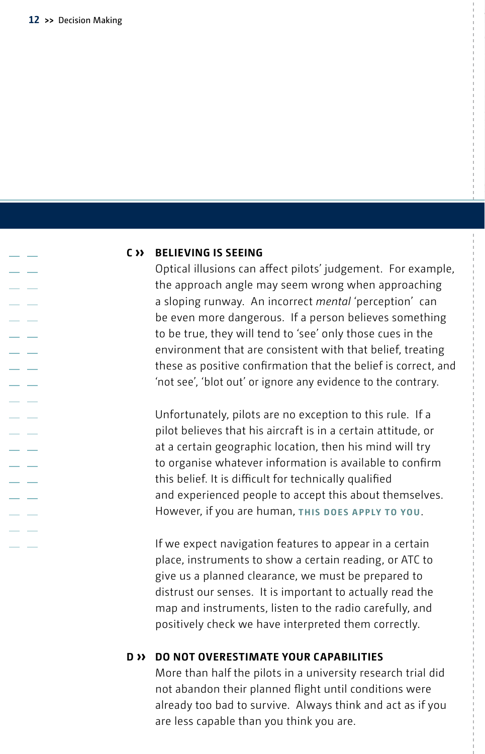## C ›› BELIEVING IS SEEING

Optical illusions can affect pilots' judgement. For example, the approach angle may seem wrong when approaching a sloping runway. An incorrect *mental* 'perception' can be even more dangerous. If a person believes something to be true, they will tend to 'see' only those cues in the environment that are consistent with that belief, treating these as positive confirmation that the belief is correct, and 'not see', 'blot out' or ignore any evidence to the contrary.

Unfortunately, pilots are no exception to this rule. If a pilot believes that his aircraft is in a certain attitude, or at a certain geographic location, then his mind will try to organise whatever information is available to confirm this belief. It is difficult for technically qualified and experienced people to accept this about themselves. However, if you are human, **THIS DOES APPLY TO YOU**.

If we expect navigation features to appear in a certain place, instruments to show a certain reading, or ATC to give us a planned clearance, we must be prepared to distrust our senses. It is important to actually read the map and instruments, listen to the radio carefully, and positively check we have interpreted them correctly.

## D ›› DO NOT OVERESTIMATE YOUR CAPABILITIES

More than half the pilots in a university research trial did not abandon their planned flight until conditions were already too bad to survive. Always think and act as if you are less capable than you think you are.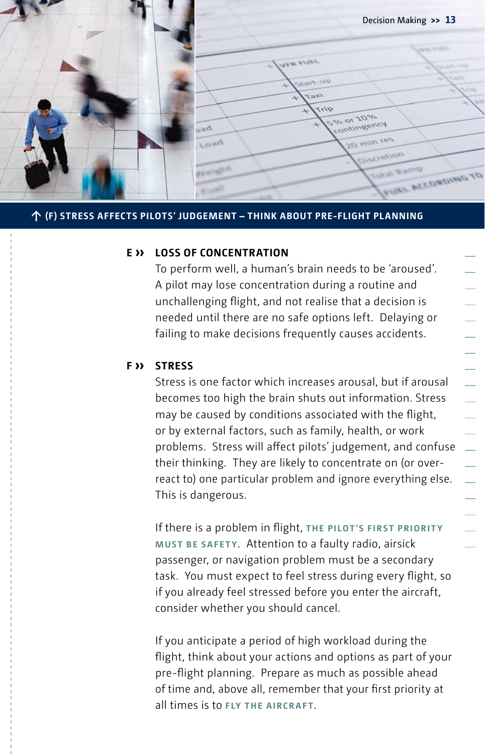↑ (F) STRESS AFFECTS PILOTS' JUDGEMENT – THINK ABOUT PRE-FLIGHT PLANNING

## E ›› LOSS OF CONCENTRATION

To perform well, a human's brain needs to be 'aroused'. A pilot may lose concentration during a routine and unchallenging flight, and not realise that a decision is needed until there are no safe options left. Delaying or failing to make decisions frequently causes accidents.

## F ›› STRESS

Stress is one factor which increases arousal, but if arousal becomes too high the brain shuts out information. Stress may be caused by conditions associated with the flight, or by external factors, such as family, health, or work problems. Stress will affect pilots' judgement, and confuse their thinking. They are likely to concentrate on (or over-react to) one particular problem and ignore everything else. This is dangerous.

If there is a problem in flight, **THE PILOT'S FIRST PRIORITY MUST BE SAFETY**. Attention to a faulty radio, airsick passenger, or navigation problem must be a secondary task. You must expect to feel stress during every flight, so if you already feel stressed before you enter the aircraft, consider whether you should cancel.

If you anticipate a period of high workload during the flight, think about your actions and options as part of your pre-flight planning. Prepare as much as possible ahead of time and, above all, remember that your first priority at all times is to **FLY THE AIRCRAFT**.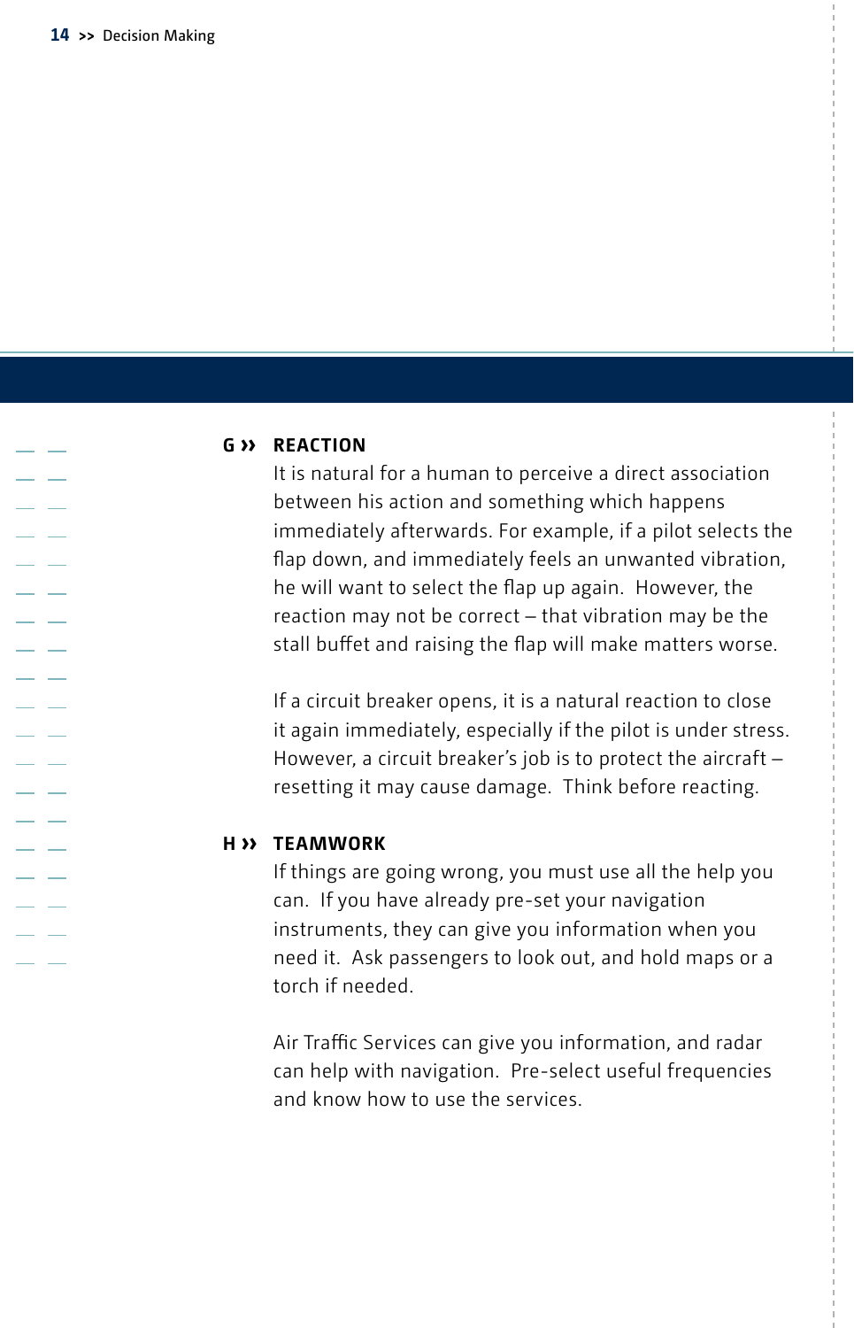## G ›› REACTION

It is natural for a human to perceive a direct association between his action and something which happens immediately afterwards. For example, if a pilot selects the flap down, and immediately feels an unwanted vibration, he will want to select the flap up again. However, the reaction may not be correct – that vibration may be the stall buffet and raising the flap will make matters worse.

If a circuit breaker opens, it is a natural reaction to close it again immediately, especially if the pilot is under stress. However, a circuit breaker's job is to protect the aircraft – resetting it may cause damage. Think before reacting.

## H ›› TEAMWORK

If things are going wrong, you must use all the help you can. If you have already pre-set your navigation instruments, they can give you information when you need it. Ask passengers to look out, and hold maps or a torch if needed.

Air Traffic Services can give you information, and radar can help with navigation. Pre-select useful frequencies and know how to use the services.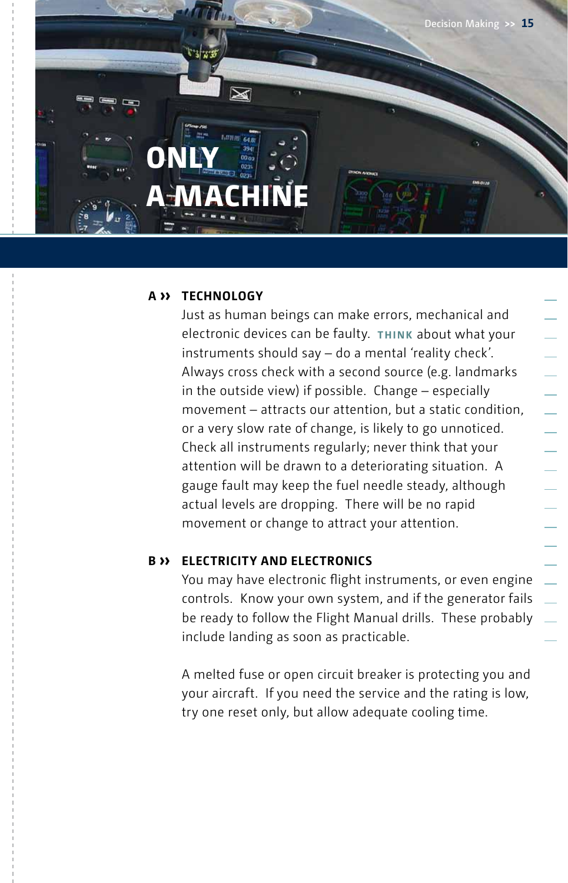# ONLY A MACHINE

## A ›› TECHNOLOGY

Just as human beings can make errors, mechanical and electronic devices can be faulty. **THINK** about what your instruments should say – do a mental 'reality check'. Always cross check with a second source (e.g. landmarks in the outside view) if possible. Change – especially movement – attracts our attention, but a static condition, or a very slow rate of change, is likely to go unnoticed. Check all instruments regularly; never think that your attention will be drawn to a deteriorating situation. A gauge fault may keep the fuel needle steady, although actual levels are dropping. There will be no rapid movement or change to attract your attention.

## B ›› ELECTRICITY AND ELECTRONICS

You may have electronic flight instruments, or even engine controls. Know your own system, and if the generator fails be ready to follow the Flight Manual drills. These probably include landing as soon as practicable.

A melted fuse or open circuit breaker is protecting you and your aircraft. If you need the service and the rating is low, try one reset only, but allow adequate cooling time.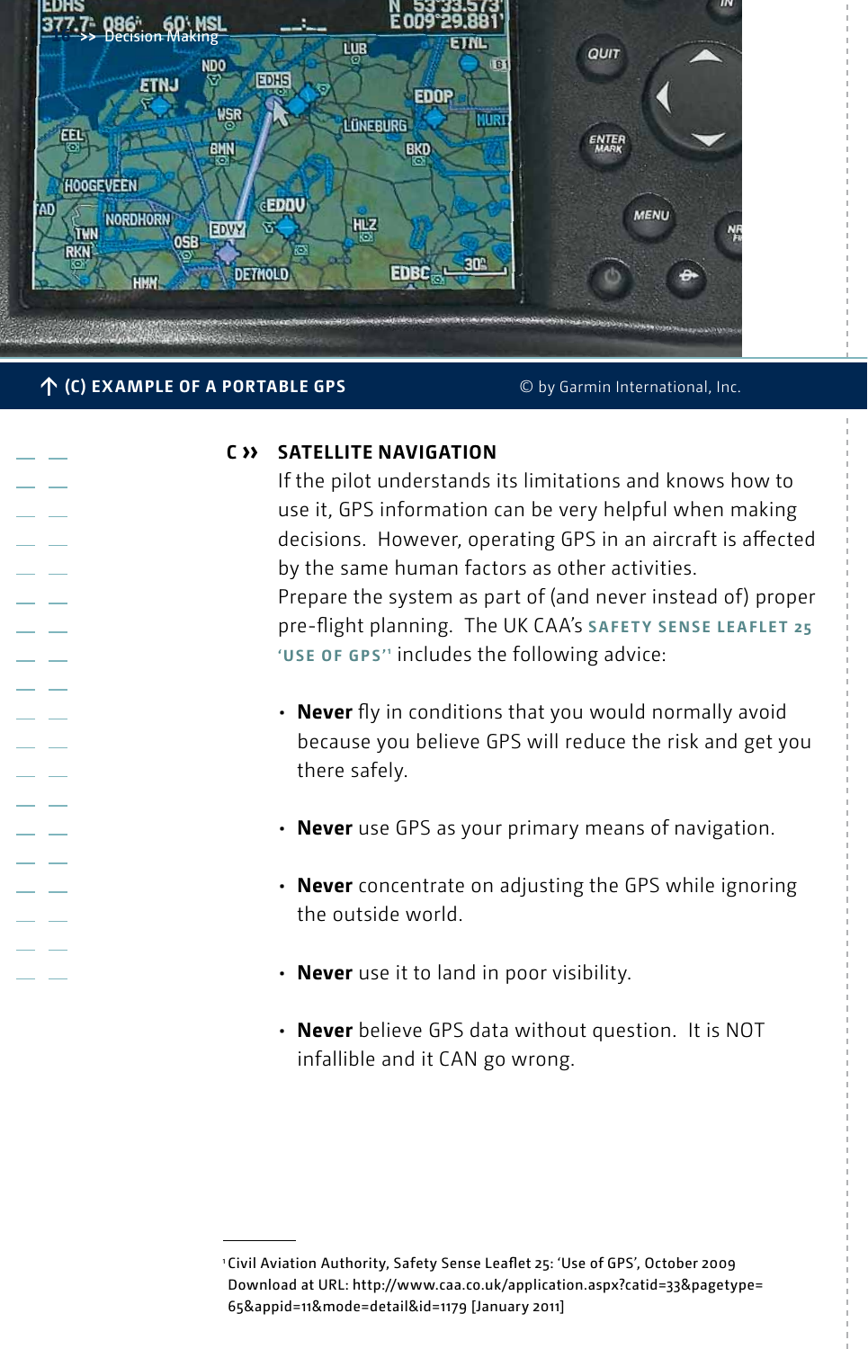↑ (C) EXAMPLE OF A PORTABLE GPS © by Garmin International, Inc.

## C ›› SATELLITE NAVIGATION

If the pilot understands its limitations and knows how to use it, GPS information can be very helpful when making decisions. However, operating GPS in an aircraft is affected by the same human factors as other activities.
Prepare the system as part of (and never instead of) proper pre-flight planning. The UK CAA's **SAFETY SENSE LEAFLET 25 'USE OF GPS'**[1] includes the following advice:

- **Never** fly in conditions that you would normally avoid because you believe GPS will reduce the risk and get you there safely.
- **Never** use GPS as your primary means of navigation.
- **Never** concentrate on adjusting the GPS while ignoring the outside world.
- **Never** use it to land in poor visibility.
- **Never** believe GPS data without question. It is NOT infallible and it CAN go wrong.

---

[1] Civil Aviation Authority, Safety Sense Leaflet 25: 'Use of GPS', October 2009 Download at URL: http://www.caa.co.uk/application.aspx?catid=33&pagetype=65&appid=11&mode=detail&id=1179 [January 2011]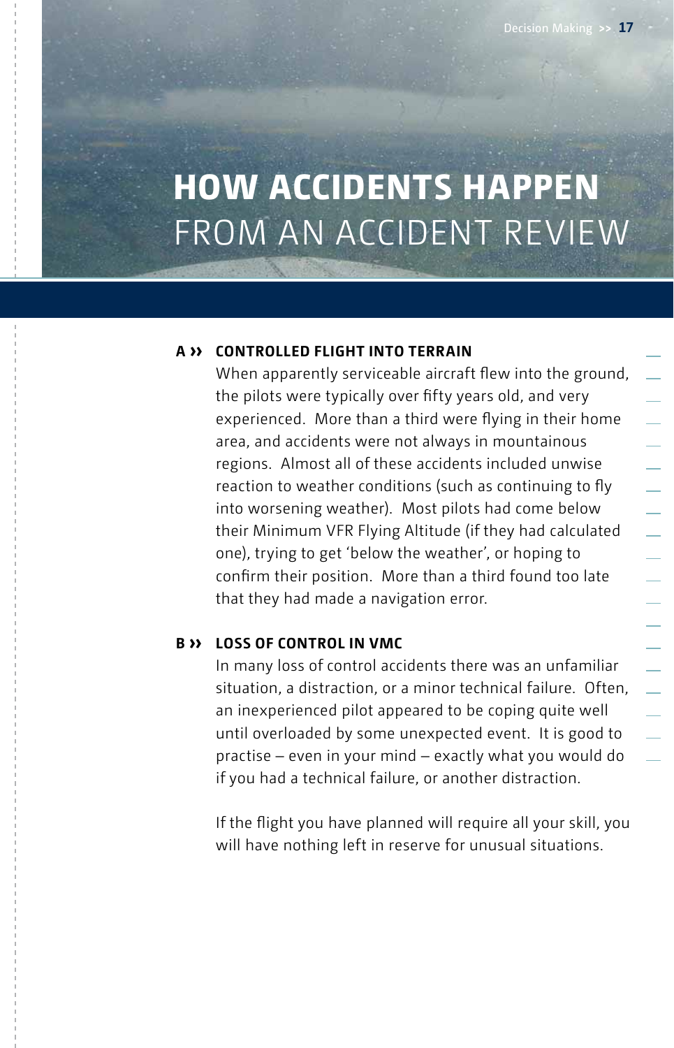# HOW ACCIDENTS HAPPEN FROM AN ACCIDENT REVIEW

**A ›› CONTROLLED FLIGHT INTO TERRAIN**

When apparently serviceable aircraft flew into the ground, the pilots were typically over fifty years old, and very experienced. More than a third were flying in their home area, and accidents were not always in mountainous regions. Almost all of these accidents included unwise reaction to weather conditions (such as continuing to fly into worsening weather). Most pilots had come below their Minimum VFR Flying Altitude (if they had calculated one), trying to get 'below the weather', or hoping to confirm their position. More than a third found too late that they had made a navigation error.

**B ›› LOSS OF CONTROL IN VMC**

In many loss of control accidents there was an unfamiliar situation, a distraction, or a minor technical failure. Often, an inexperienced pilot appeared to be coping quite well until overloaded by some unexpected event. It is good to practise – even in your mind – exactly what you would do if you had a technical failure, or another distraction.

If the flight you have planned will require all your skill, you will have nothing left in reserve for unusual situations.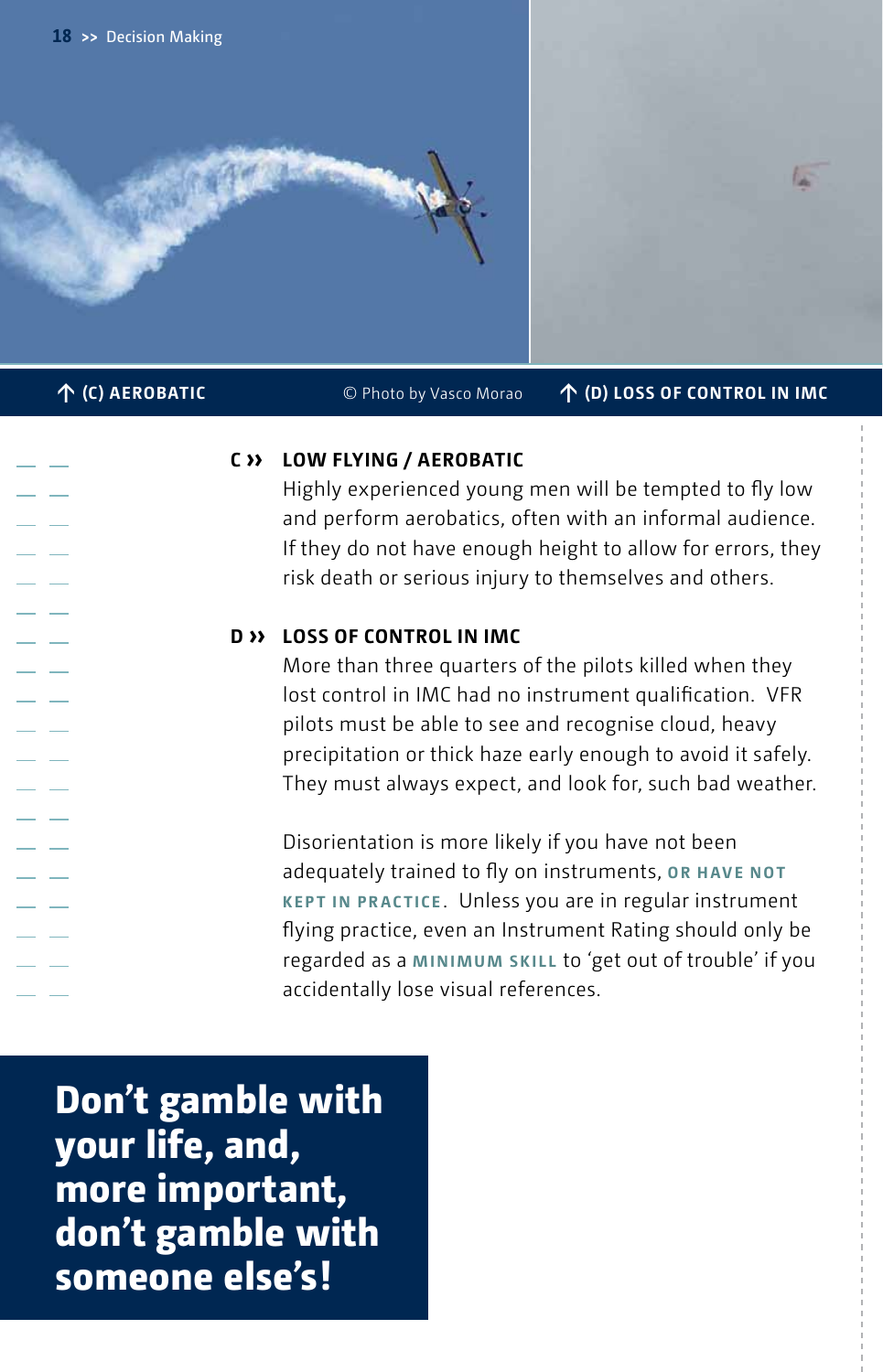↑ (C) AEROBATIC

© Photo by Vasco Morao

↑ (D) LOSS OF CONTROL IN IMC

### C ›› LOW FLYING / AEROBATIC

Highly experienced young men will be tempted to fly low and perform aerobatics, often with an informal audience. If they do not have enough height to allow for errors, they risk death or serious injury to themselves and others.

### D ›› LOSS OF CONTROL IN IMC

More than three quarters of the pilots killed when they lost control in IMC had no instrument qualification. VFR pilots must be able to see and recognise cloud, heavy precipitation or thick haze early enough to avoid it safely. They must always expect, and look for, such bad weather.

Disorientation is more likely if you have not been adequately trained to fly on instruments, **OR HAVE NOT KEPT IN PRACTICE**. Unless you are in regular instrument flying practice, even an Instrument Rating should only be regarded as a **MINIMUM SKILL** to 'get out of trouble' if you accidentally lose visual references.

**Don't gamble with your life, and, more important, don't gamble with someone else's!**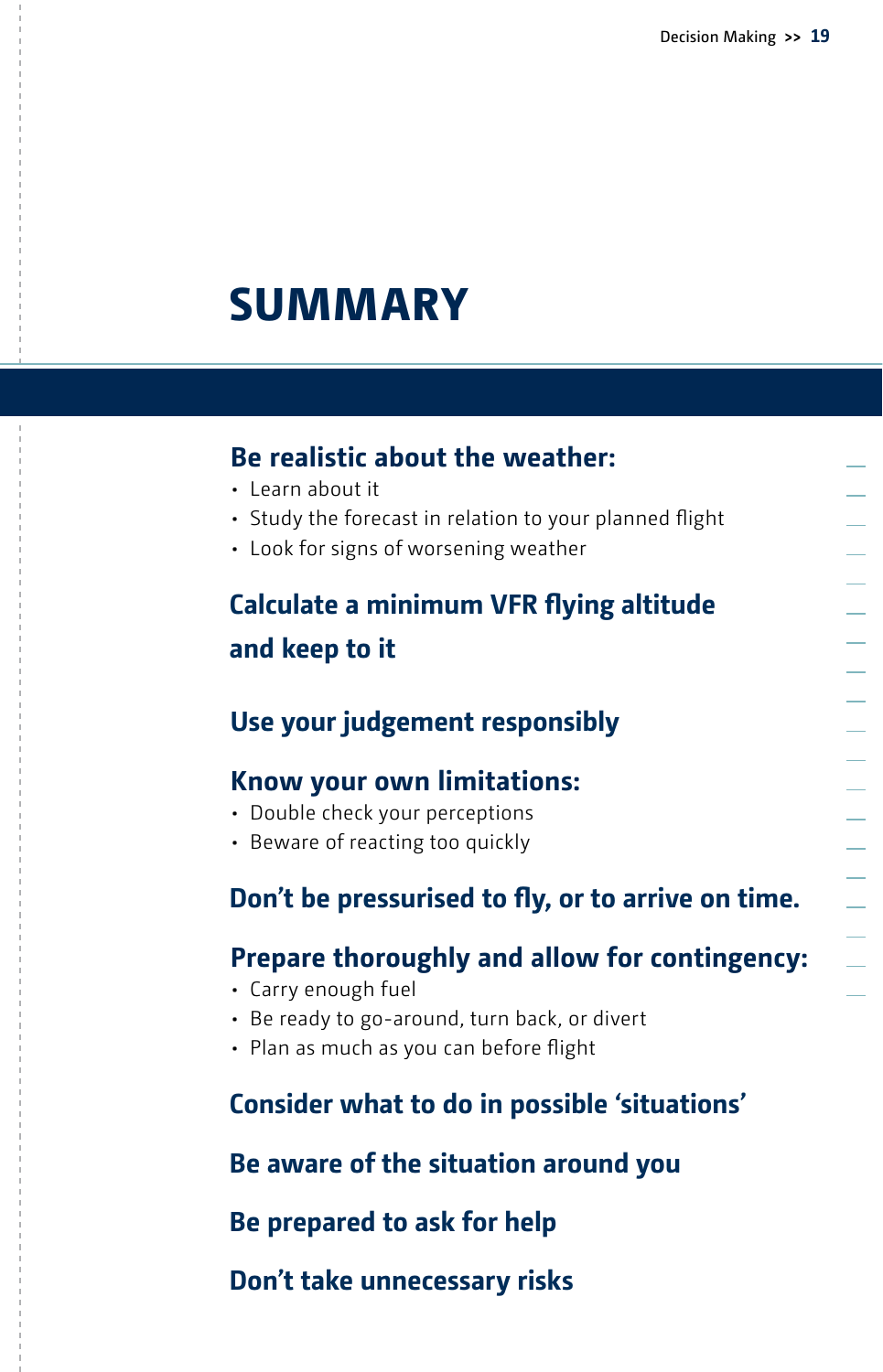# SUMMARY

### Be realistic about the weather:

- Learn about it
- Study the forecast in relation to your planned flight
- Look for signs of worsening weather

### Calculate a minimum VFR flying altitude and keep to it

### Use your judgement responsibly

### Know your own limitations:

- Double check your perceptions
- Beware of reacting too quickly

### Don't be pressurised to fly, or to arrive on time.

### Prepare thoroughly and allow for contingency:

- Carry enough fuel
- Be ready to go-around, turn back, or divert
- Plan as much as you can before flight

### Consider what to do in possible 'situations'

### Be aware of the situation around you

### Be prepared to ask for help

### Don't take unnecessary risks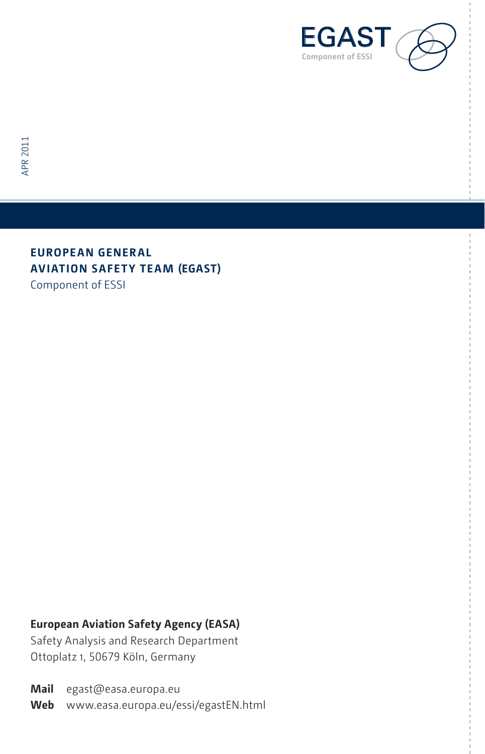EGAST
Component of ESSI

APR 2011

**EUROPEAN GENERAL AVIATION SAFETY TEAM (EGAST)**
Component of ESSI

**European Aviation Safety Agency (EASA)**
Safety Analysis and Research Department
Ottoplatz 1, 50679 Köln, Germany

**Mail** egast@easa.europa.eu
**Web** www.easa.europa.eu/essi/egastEN.html